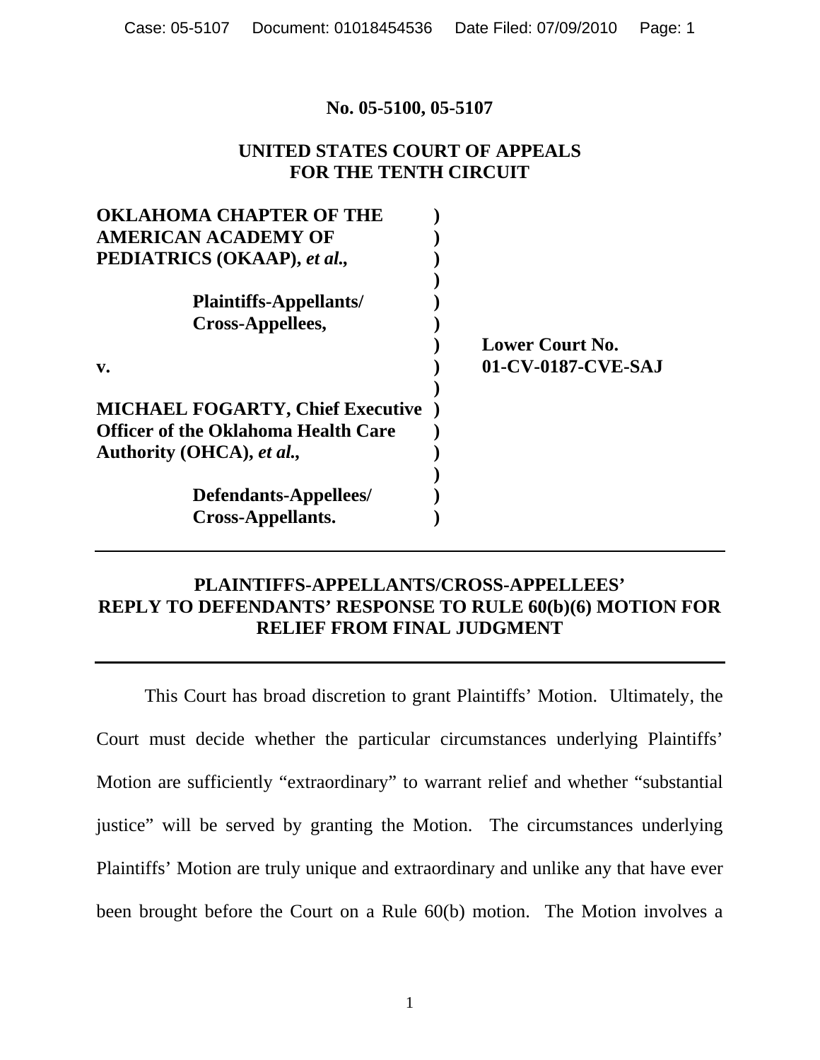**No. 05-5100, 05-5107**

**UNITED STATES COURT OF APPEALS**
**FOR THE TENTH CIRCUIT**

| | | |
|---|---|---|
| **OKLAHOMA CHAPTER OF THE AMERICAN ACADEMY OF PEDIATRICS (OKAAP),** ***et al.*****,** | **)** | |
| **Plaintiffs-Appellants/ Cross-Appellees,** | **)** | |
| | **)** | **Lower Court No.** |
| **v.** | **)** | **01-CV-0187-CVE-SAJ** |
| **MICHAEL FOGARTY, Chief Executive Officer of the Oklahoma Health Care Authority (OHCA),** ***et al.*****,** | **)** | |
| **Defendants-Appellees/ Cross-Appellants.** | **)** | |

---

**PLAINTIFFS-APPELLANTS/CROSS-APPELLEES' REPLY TO DEFENDANTS' RESPONSE TO RULE 60(b)(6) MOTION FOR RELIEF FROM FINAL JUDGMENT**

---

This Court has broad discretion to grant Plaintiffs' Motion. Ultimately, the Court must decide whether the particular circumstances underlying Plaintiffs' Motion are sufficiently "extraordinary" to warrant relief and whether "substantial justice" will be served by granting the Motion. The circumstances underlying Plaintiffs' Motion are truly unique and extraordinary and unlike any that have ever been brought before the Court on a Rule 60(b) motion. The Motion involves a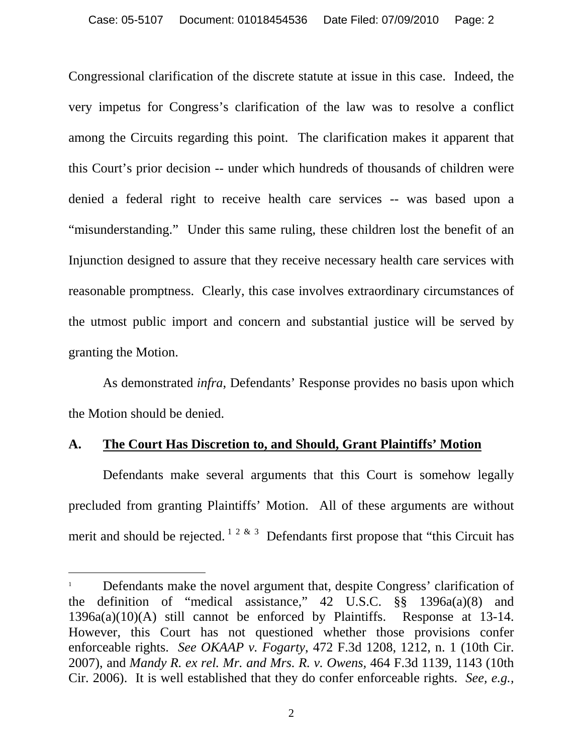Congressional clarification of the discrete statute at issue in this case. Indeed, the very impetus for Congress's clarification of the law was to resolve a conflict among the Circuits regarding this point. The clarification makes it apparent that this Court's prior decision -- under which hundreds of thousands of children were denied a federal right to receive health care services -- was based upon a "misunderstanding." Under this same ruling, these children lost the benefit of an Injunction designed to assure that they receive necessary health care services with reasonable promptness. Clearly, this case involves extraordinary circumstances of the utmost public import and concern and substantial justice will be served by granting the Motion.

As demonstrated *infra*, Defendants' Response provides no basis upon which the Motion should be denied.

### A. <u>The Court Has Discretion to, and Should, Grant Plaintiffs' Motion</u>

Defendants make several arguments that this Court is somehow legally precluded from granting Plaintiffs' Motion. All of these arguments are without merit and should be rejected. [1 2 & 3] Defendants first propose that "this Circuit has

---

[1] Defendants make the novel argument that, despite Congress' clarification of the definition of "medical assistance," 42 U.S.C. §§ 1396a(a)(8) and 1396a(a)(10)(A) still cannot be enforced by Plaintiffs. Response at 13-14. However, this Court has not questioned whether those provisions confer enforceable rights. *See OKAAP v. Fogarty*, 472 F.3d 1208, 1212, n. 1 (10th Cir. 2007), and *Mandy R. ex rel. Mr. and Mrs. R. v. Owens*, 464 F.3d 1139, 1143 (10th Cir. 2006). It is well established that they do confer enforceable rights. *See, e.g.*,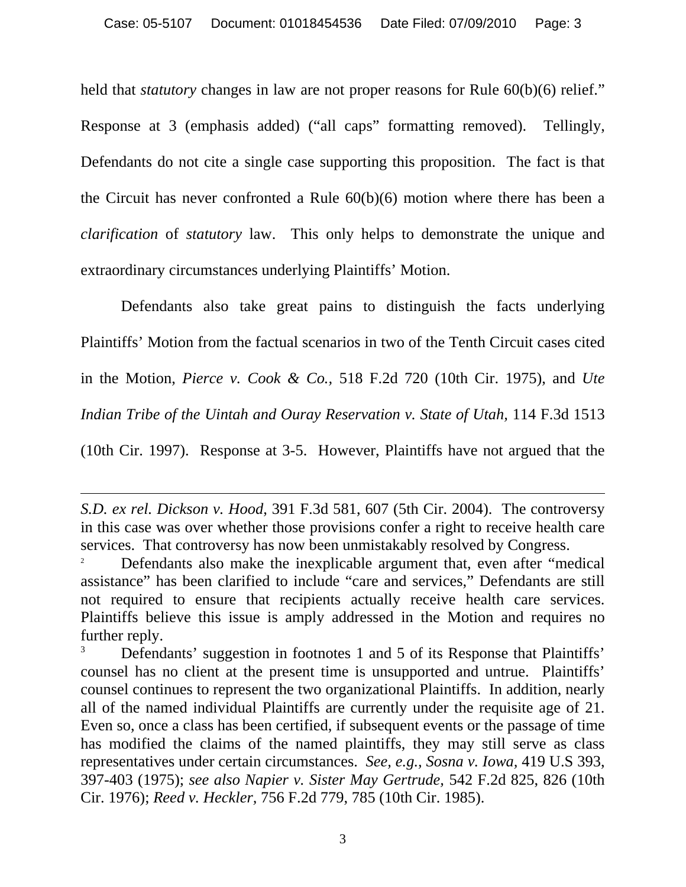held that *statutory* changes in law are not proper reasons for Rule 60(b)(6) relief." Response at 3 (emphasis added) ("all caps" formatting removed). Tellingly, Defendants do not cite a single case supporting this proposition. The fact is that the Circuit has never confronted a Rule 60(b)(6) motion where there has been a *clarification* of *statutory* law. This only helps to demonstrate the unique and extraordinary circumstances underlying Plaintiffs' Motion.

Defendants also take great pains to distinguish the facts underlying Plaintiffs' Motion from the factual scenarios in two of the Tenth Circuit cases cited in the Motion, *Pierce v. Cook & Co.*, 518 F.2d 720 (10th Cir. 1975), and *Ute Indian Tribe of the Uintah and Ouray Reservation v. State of Utah*, 114 F.3d 1513 (10th Cir. 1997). Response at 3-5. However, Plaintiffs have not argued that the

---

*S.D. ex rel. Dickson v. Hood*, 391 F.3d 581, 607 (5th Cir. 2004). The controversy in this case was over whether those provisions confer a right to receive health care services. That controversy has now been unmistakably resolved by Congress.

[2] Defendants also make the inexplicable argument that, even after "medical assistance" has been clarified to include "care and services," Defendants are still not required to ensure that recipients actually receive health care services. Plaintiffs believe this issue is amply addressed in the Motion and requires no further reply.

[3] Defendants' suggestion in footnotes 1 and 5 of its Response that Plaintiffs' counsel has no client at the present time is unsupported and untrue. Plaintiffs' counsel continues to represent the two organizational Plaintiffs. In addition, nearly all of the named individual Plaintiffs are currently under the requisite age of 21. Even so, once a class has been certified, if subsequent events or the passage of time has modified the claims of the named plaintiffs, they may still serve as class representatives under certain circumstances. *See, e.g., Sosna v. Iowa,* 419 U.S 393, 397-403 (1975); *see also Napier v. Sister May Gertrude,* 542 F.2d 825, 826 (10th Cir. 1976); *Reed v. Heckler*, 756 F.2d 779, 785 (10th Cir. 1985).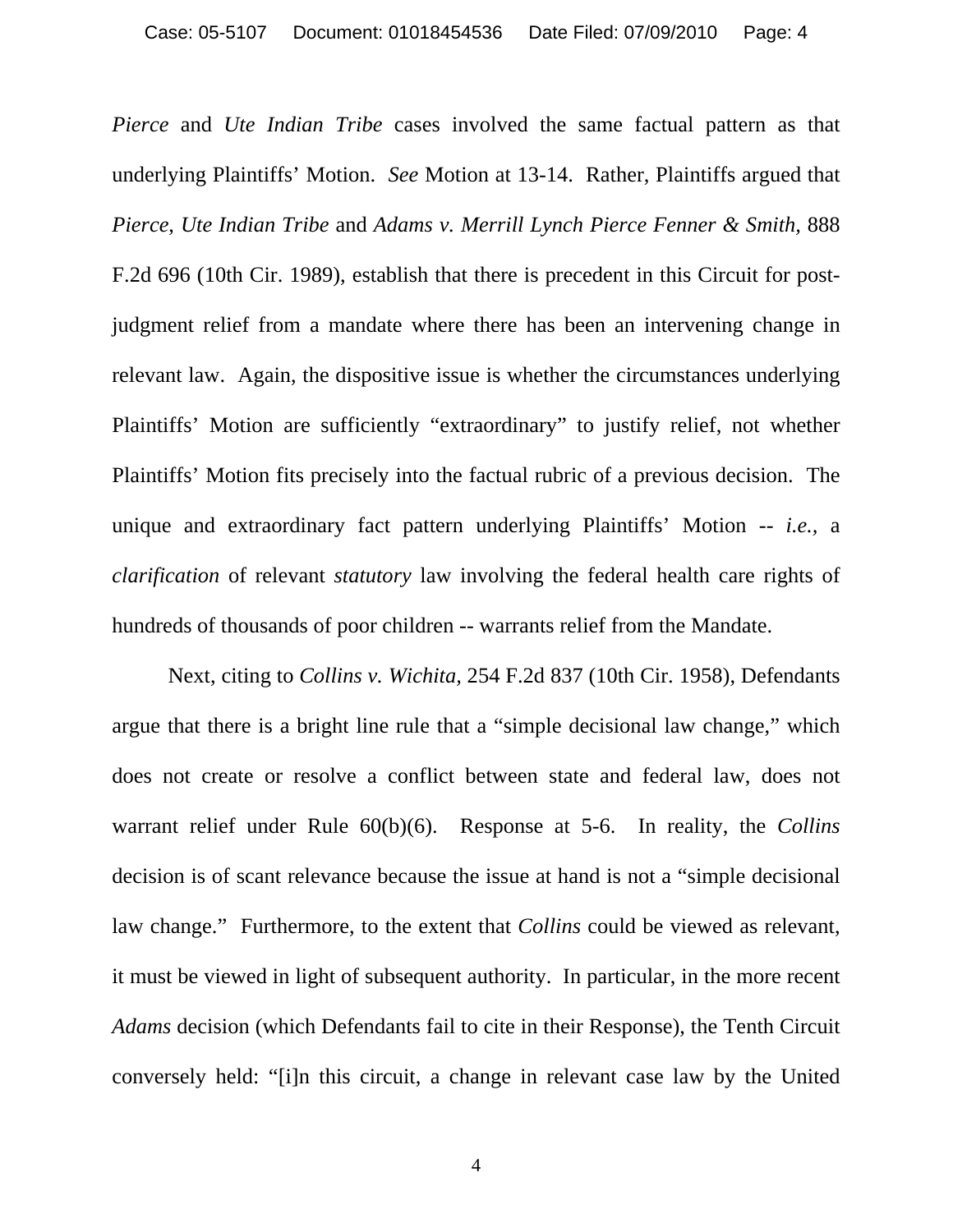*Pierce* and *Ute Indian Tribe* cases involved the same factual pattern as that underlying Plaintiffs' Motion. *See* Motion at 13-14. Rather, Plaintiffs argued that *Pierce, Ute Indian Tribe* and *Adams v. Merrill Lynch Pierce Fenner & Smith,* 888 F.2d 696 (10th Cir. 1989), establish that there is precedent in this Circuit for post-judgment relief from a mandate where there has been an intervening change in relevant law. Again, the dispositive issue is whether the circumstances underlying Plaintiffs' Motion are sufficiently "extraordinary" to justify relief, not whether Plaintiffs' Motion fits precisely into the factual rubric of a previous decision. The unique and extraordinary fact pattern underlying Plaintiffs' Motion -- *i.e.*, a *clarification* of relevant *statutory* law involving the federal health care rights of hundreds of thousands of poor children -- warrants relief from the Mandate.

Next, citing to *Collins v. Wichita,* 254 F.2d 837 (10th Cir. 1958), Defendants argue that there is a bright line rule that a "simple decisional law change," which does not create or resolve a conflict between state and federal law, does not warrant relief under Rule 60(b)(6). Response at 5-6. In reality, the *Collins* decision is of scant relevance because the issue at hand is not a "simple decisional law change." Furthermore, to the extent that *Collins* could be viewed as relevant, it must be viewed in light of subsequent authority. In particular, in the more recent *Adams* decision (which Defendants fail to cite in their Response), the Tenth Circuit conversely held: "[i]n this circuit, a change in relevant case law by the United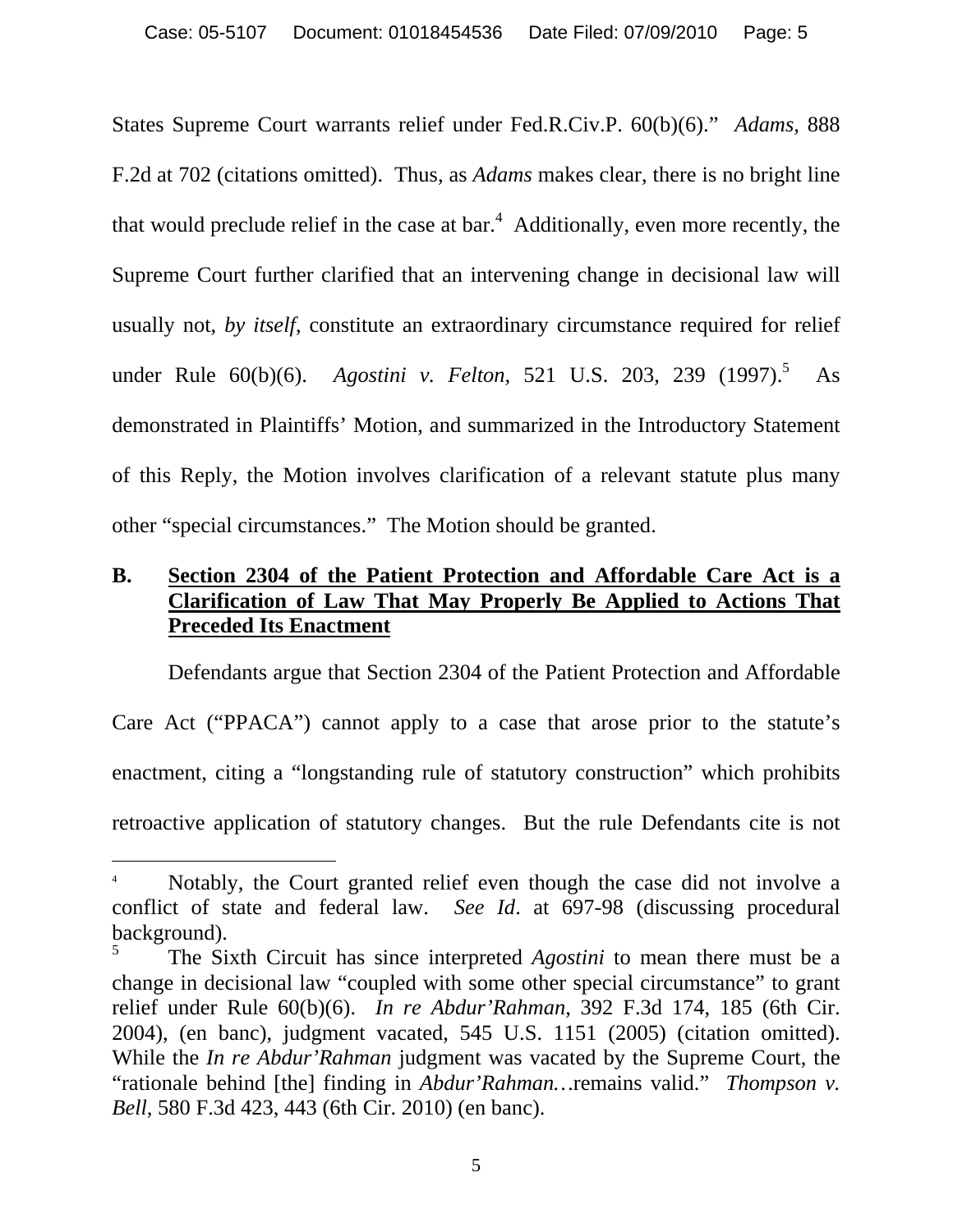States Supreme Court warrants relief under Fed.R.Civ.P. 60(b)(6)." *Adams,* 888 F.2d at 702 (citations omitted). Thus, as *Adams* makes clear, there is no bright line that would preclude relief in the case at bar.[4] Additionally, even more recently, the Supreme Court further clarified that an intervening change in decisional law will usually not, *by itself,* constitute an extraordinary circumstance required for relief under Rule 60(b)(6). *Agostini v. Felton*, 521 U.S. 203, 239 (1997).[5] As demonstrated in Plaintiffs' Motion, and summarized in the Introductory Statement of this Reply, the Motion involves clarification of a relevant statute plus many other "special circumstances." The Motion should be granted.

## B. Section 2304 of the Patient Protection and Affordable Care Act is a Clarification of Law That May Properly Be Applied to Actions That Preceded Its Enactment

Defendants argue that Section 2304 of the Patient Protection and Affordable Care Act ("PPACA") cannot apply to a case that arose prior to the statute's enactment, citing a "longstanding rule of statutory construction" which prohibits retroactive application of statutory changes. But the rule Defendants cite is not

---

[4] Notably, the Court granted relief even though the case did not involve a conflict of state and federal law. *See Id*. at 697-98 (discussing procedural background).

[5] The Sixth Circuit has since interpreted *Agostini* to mean there must be a change in decisional law "coupled with some other special circumstance" to grant relief under Rule 60(b)(6). *In re Abdur'Rahman*, 392 F.3d 174, 185 (6th Cir. 2004), (en banc), judgment vacated, 545 U.S. 1151 (2005) (citation omitted). While the *In re Abdur'Rahman* judgment was vacated by the Supreme Court, the "rationale behind [the] finding in *Abdur'Rahman…*remains valid." *Thompson v. Bell*, 580 F.3d 423, 443 (6th Cir. 2010) (en banc).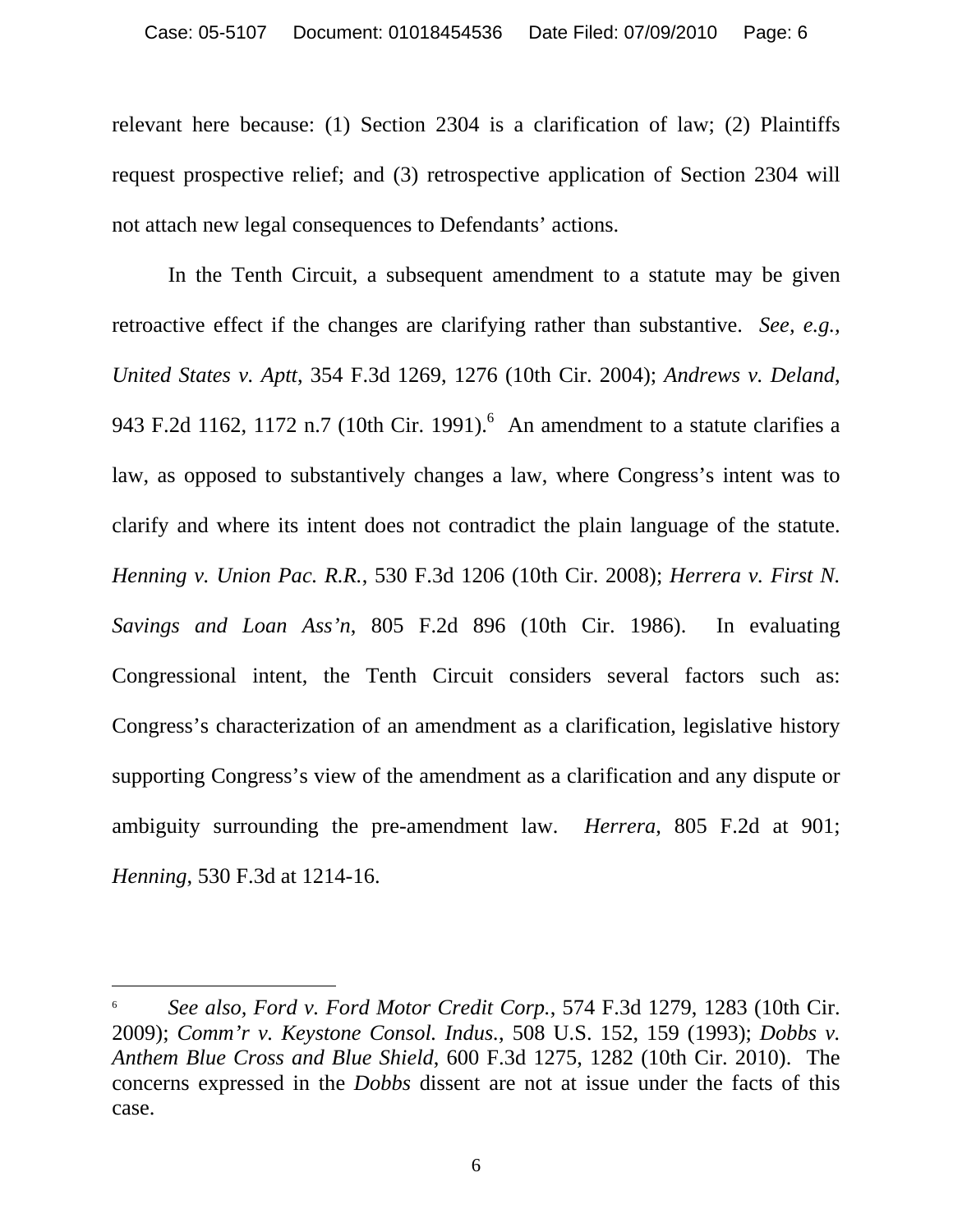relevant here because: (1) Section 2304 is a clarification of law; (2) Plaintiffs request prospective relief; and (3) retrospective application of Section 2304 will not attach new legal consequences to Defendants' actions.

In the Tenth Circuit, a subsequent amendment to a statute may be given retroactive effect if the changes are clarifying rather than substantive. *See, e.g., United States v. Aptt*, 354 F.3d 1269, 1276 (10th Cir. 2004); *Andrews v. Deland*, 943 F.2d 1162, 1172 n.7 (10th Cir. 1991).[6] An amendment to a statute clarifies a law, as opposed to substantively changes a law, where Congress's intent was to clarify and where its intent does not contradict the plain language of the statute. *Henning v. Union Pac. R.R.*, 530 F.3d 1206 (10th Cir. 2008); *Herrera v. First N. Savings and Loan Ass'n*, 805 F.2d 896 (10th Cir. 1986). In evaluating Congressional intent, the Tenth Circuit considers several factors such as: Congress's characterization of an amendment as a clarification, legislative history supporting Congress's view of the amendment as a clarification and any dispute or ambiguity surrounding the pre-amendment law. *Herrera*, 805 F.2d at 901; *Henning*, 530 F.3d at 1214-16.

---

[6] *See also, Ford v. Ford Motor Credit Corp.*, 574 F.3d 1279, 1283 (10th Cir. 2009); *Comm'r v. Keystone Consol. Indus.*, 508 U.S. 152, 159 (1993); *Dobbs v. Anthem Blue Cross and Blue Shield*, 600 F.3d 1275, 1282 (10th Cir. 2010). The concerns expressed in the *Dobbs* dissent are not at issue under the facts of this case.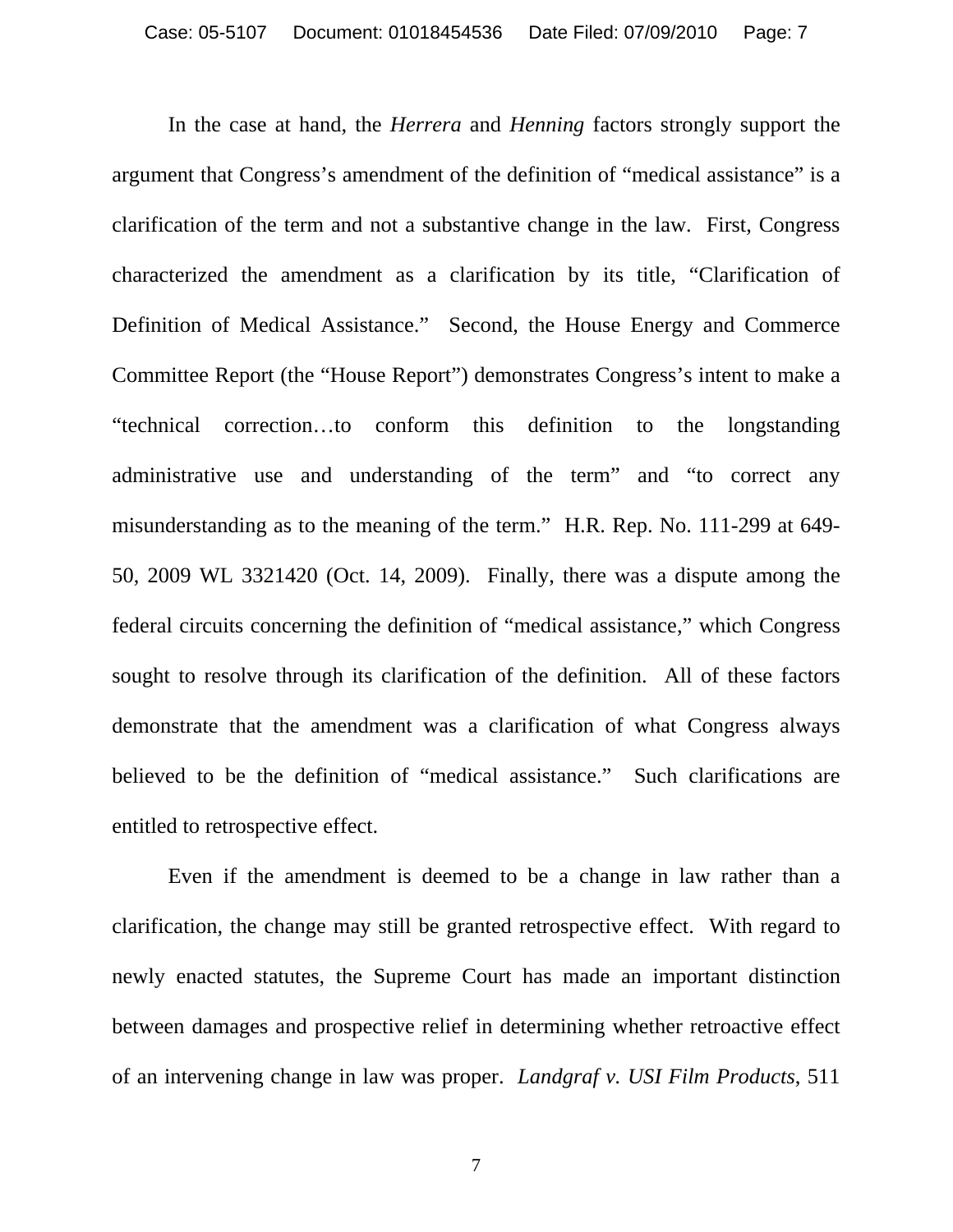In the case at hand, the *Herrera* and *Henning* factors strongly support the argument that Congress's amendment of the definition of "medical assistance" is a clarification of the term and not a substantive change in the law. First, Congress characterized the amendment as a clarification by its title, "Clarification of Definition of Medical Assistance." Second, the House Energy and Commerce Committee Report (the "House Report") demonstrates Congress's intent to make a "technical correction…to conform this definition to the longstanding administrative use and understanding of the term" and "to correct any misunderstanding as to the meaning of the term." H.R. Rep. No. 111-299 at 649-50, 2009 WL 3321420 (Oct. 14, 2009). Finally, there was a dispute among the federal circuits concerning the definition of "medical assistance," which Congress sought to resolve through its clarification of the definition. All of these factors demonstrate that the amendment was a clarification of what Congress always believed to be the definition of "medical assistance." Such clarifications are entitled to retrospective effect.

Even if the amendment is deemed to be a change in law rather than a clarification, the change may still be granted retrospective effect. With regard to newly enacted statutes, the Supreme Court has made an important distinction between damages and prospective relief in determining whether retroactive effect of an intervening change in law was proper. *Landgraf v. USI Film Products*, 511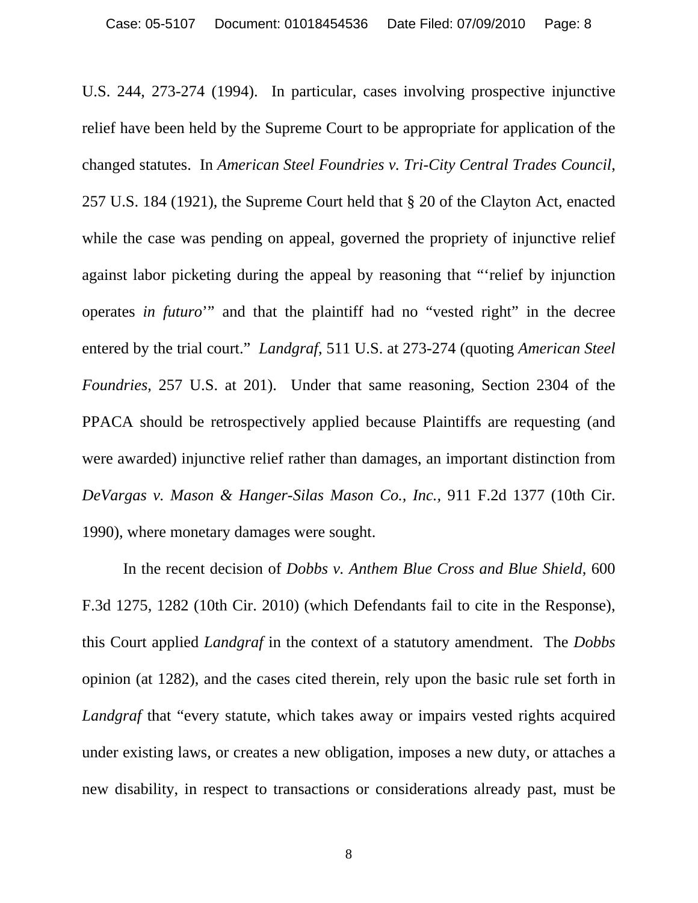U.S. 244, 273-274 (1994). In particular, cases involving prospective injunctive relief have been held by the Supreme Court to be appropriate for application of the changed statutes. In *American Steel Foundries v. Tri-City Central Trades Council*, 257 U.S. 184 (1921), the Supreme Court held that § 20 of the Clayton Act, enacted while the case was pending on appeal, governed the propriety of injunctive relief against labor picketing during the appeal by reasoning that "'relief by injunction operates *in futuro*'" and that the plaintiff had no "vested right" in the decree entered by the trial court." *Landgraf*, 511 U.S. at 273-274 (quoting *American Steel Foundries*, 257 U.S. at 201). Under that same reasoning, Section 2304 of the PPACA should be retrospectively applied because Plaintiffs are requesting (and were awarded) injunctive relief rather than damages, an important distinction from *DeVargas v. Mason & Hanger-Silas Mason Co., Inc.*, 911 F.2d 1377 (10th Cir. 1990), where monetary damages were sought.

In the recent decision of *Dobbs v. Anthem Blue Cross and Blue Shield*, 600 F.3d 1275, 1282 (10th Cir. 2010) (which Defendants fail to cite in the Response), this Court applied *Landgraf* in the context of a statutory amendment. The *Dobbs* opinion (at 1282), and the cases cited therein, rely upon the basic rule set forth in *Landgraf* that "every statute, which takes away or impairs vested rights acquired under existing laws, or creates a new obligation, imposes a new duty, or attaches a new disability, in respect to transactions or considerations already past, must be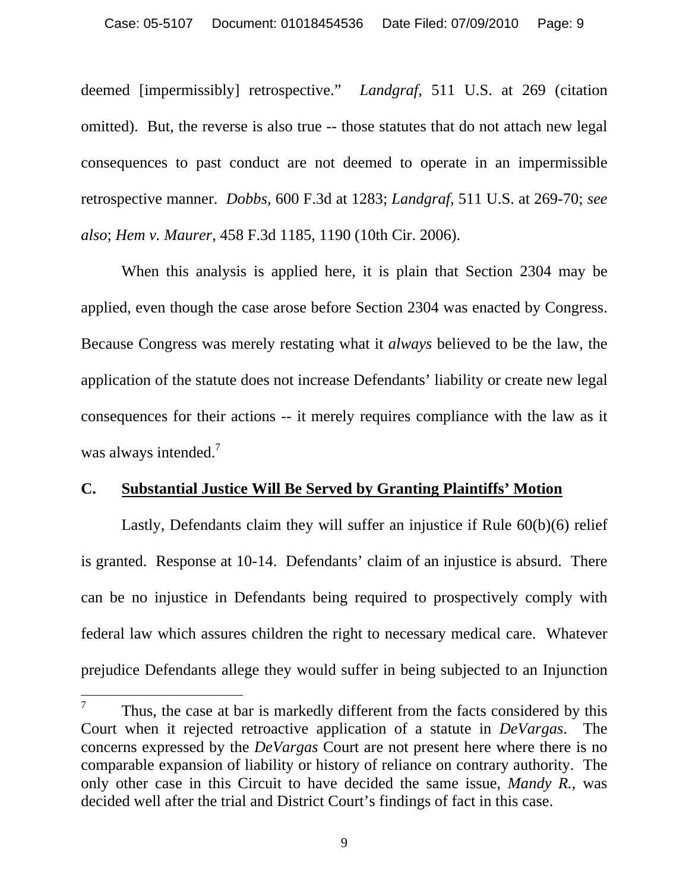deemed [impermissibly] retrospective." *Landgraf,* 511 U.S. at 269 (citation omitted). But, the reverse is also true -- those statutes that do not attach new legal consequences to past conduct are not deemed to operate in an impermissible retrospective manner. *Dobbs,* 600 F.3d at 1283; *Landgraf,* 511 U.S. at 269-70; *see also*; *Hem v. Maurer*, 458 F.3d 1185, 1190 (10th Cir. 2006).

When this analysis is applied here, it is plain that Section 2304 may be applied, even though the case arose before Section 2304 was enacted by Congress. Because Congress was merely restating what it *always* believed to be the law, the application of the statute does not increase Defendants' liability or create new legal consequences for their actions -- it merely requires compliance with the law as it was always intended.[7]

## C. Substantial Justice Will Be Served by Granting Plaintiffs' Motion

Lastly, Defendants claim they will suffer an injustice if Rule 60(b)(6) relief is granted. Response at 10-14. Defendants' claim of an injustice is absurd. There can be no injustice in Defendants being required to prospectively comply with federal law which assures children the right to necessary medical care. Whatever prejudice Defendants allege they would suffer in being subjected to an Injunction

[7] Thus, the case at bar is markedly different from the facts considered by this Court when it rejected retroactive application of a statute in *DeVargas*. The concerns expressed by the *DeVargas* Court are not present here where there is no comparable expansion of liability or history of reliance on contrary authority. The only other case in this Circuit to have decided the same issue, *Mandy R.*, was decided well after the trial and District Court's findings of fact in this case.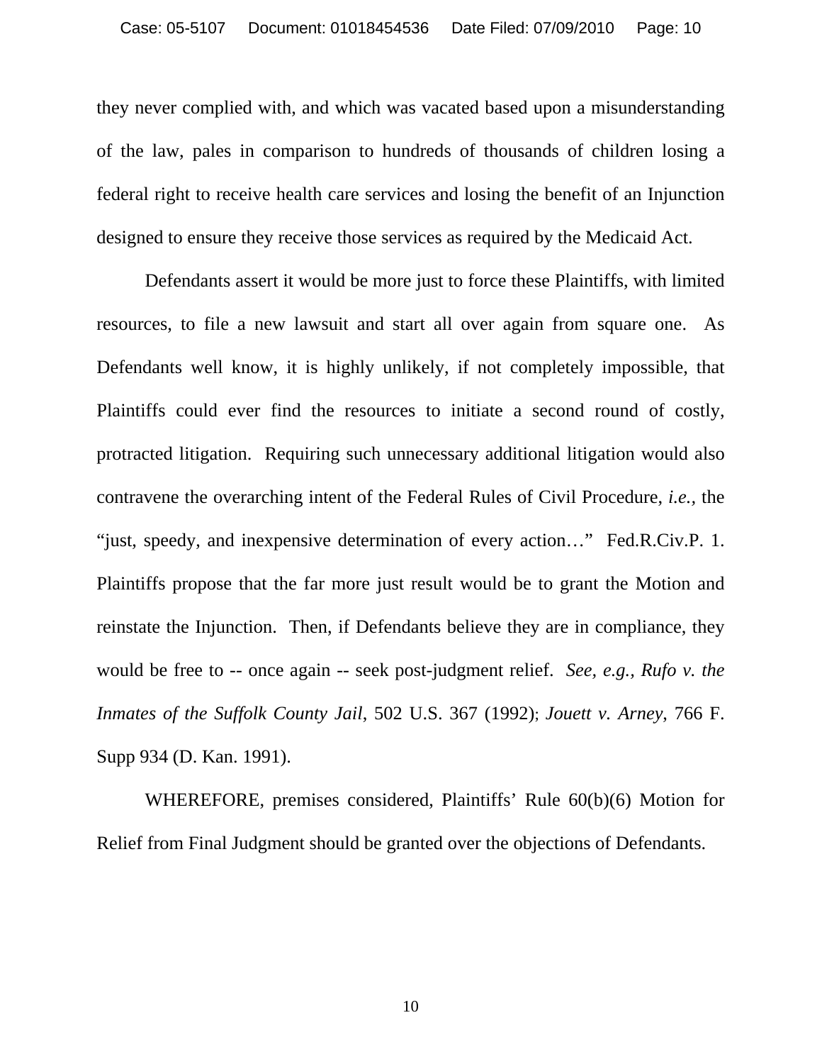they never complied with, and which was vacated based upon a misunderstanding of the law, pales in comparison to hundreds of thousands of children losing a federal right to receive health care services and losing the benefit of an Injunction designed to ensure they receive those services as required by the Medicaid Act.

Defendants assert it would be more just to force these Plaintiffs, with limited resources, to file a new lawsuit and start all over again from square one. As Defendants well know, it is highly unlikely, if not completely impossible, that Plaintiffs could ever find the resources to initiate a second round of costly, protracted litigation. Requiring such unnecessary additional litigation would also contravene the overarching intent of the Federal Rules of Civil Procedure, *i.e.*, the "just, speedy, and inexpensive determination of every action…" Fed.R.Civ.P. 1. Plaintiffs propose that the far more just result would be to grant the Motion and reinstate the Injunction. Then, if Defendants believe they are in compliance, they would be free to -- once again -- seek post-judgment relief. *See, e.g., Rufo v. the Inmates of the Suffolk County Jail*, 502 U.S. 367 (1992); *Jouett v. Arney*, 766 F. Supp 934 (D. Kan. 1991).

WHEREFORE, premises considered, Plaintiffs' Rule 60(b)(6) Motion for Relief from Final Judgment should be granted over the objections of Defendants.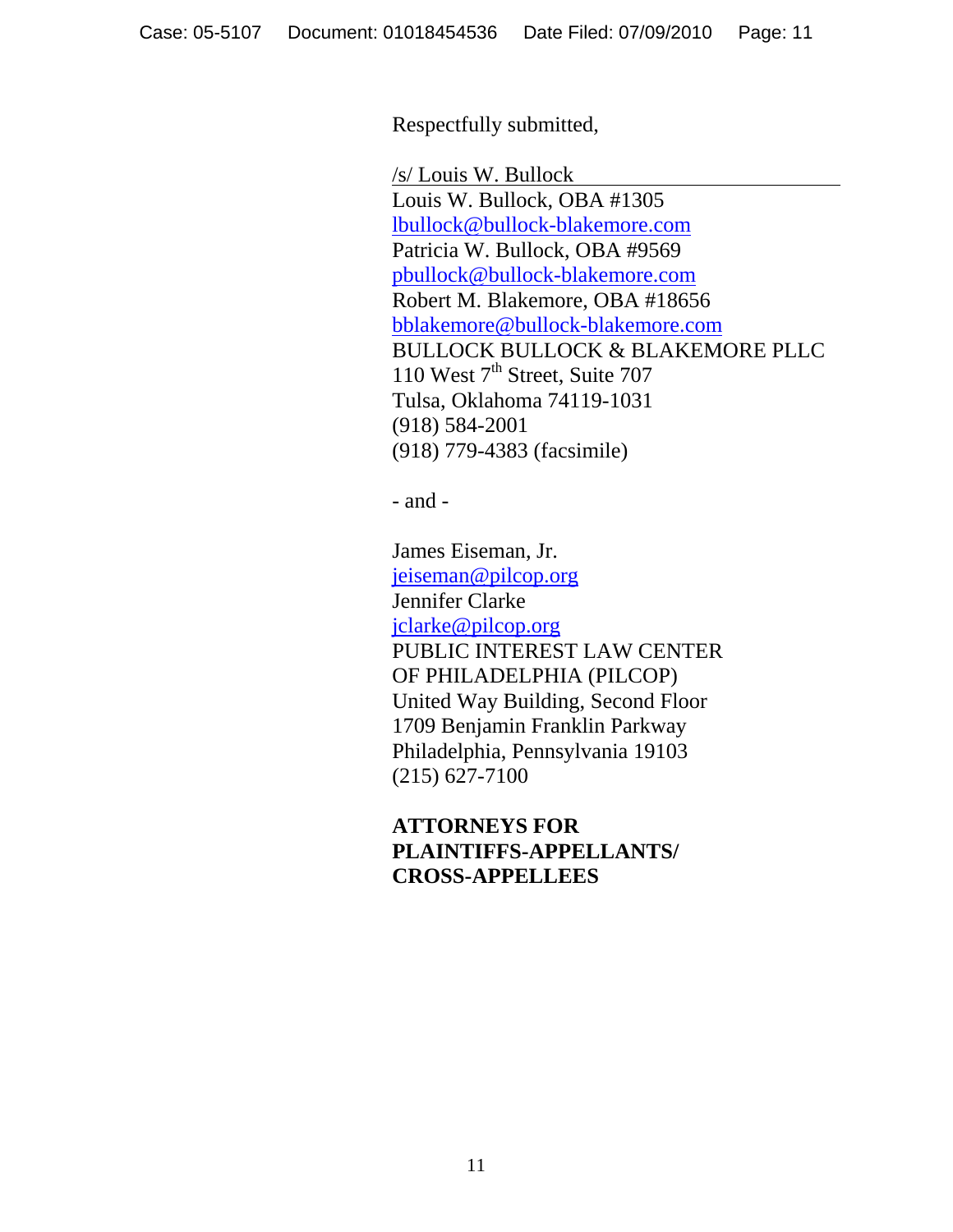Respectfully submitted,

/s/ Louis W. Bullock
Louis W. Bullock, OBA #1305
lbullock@bullock-blakemore.com
Patricia W. Bullock, OBA #9569
pbullock@bullock-blakemore.com
Robert M. Blakemore, OBA #18656
bblakemore@bullock-blakemore.com
BULLOCK BULLOCK & BLAKEMORE PLLC
110 West 7th Street, Suite 707
Tulsa, Oklahoma 74119-1031
(918) 584-2001
(918) 779-4383 (facsimile)

- and -

James Eiseman, Jr.
jeiseman@pilcop.org
Jennifer Clarke
jclarke@pilcop.org
PUBLIC INTEREST LAW CENTER
OF PHILADELPHIA (PILCOP)
United Way Building, Second Floor
1709 Benjamin Franklin Parkway
Philadelphia, Pennsylvania 19103
(215) 627-7100

**ATTORNEYS FOR PLAINTIFFS-APPELLANTS/ CROSS-APPELLEES**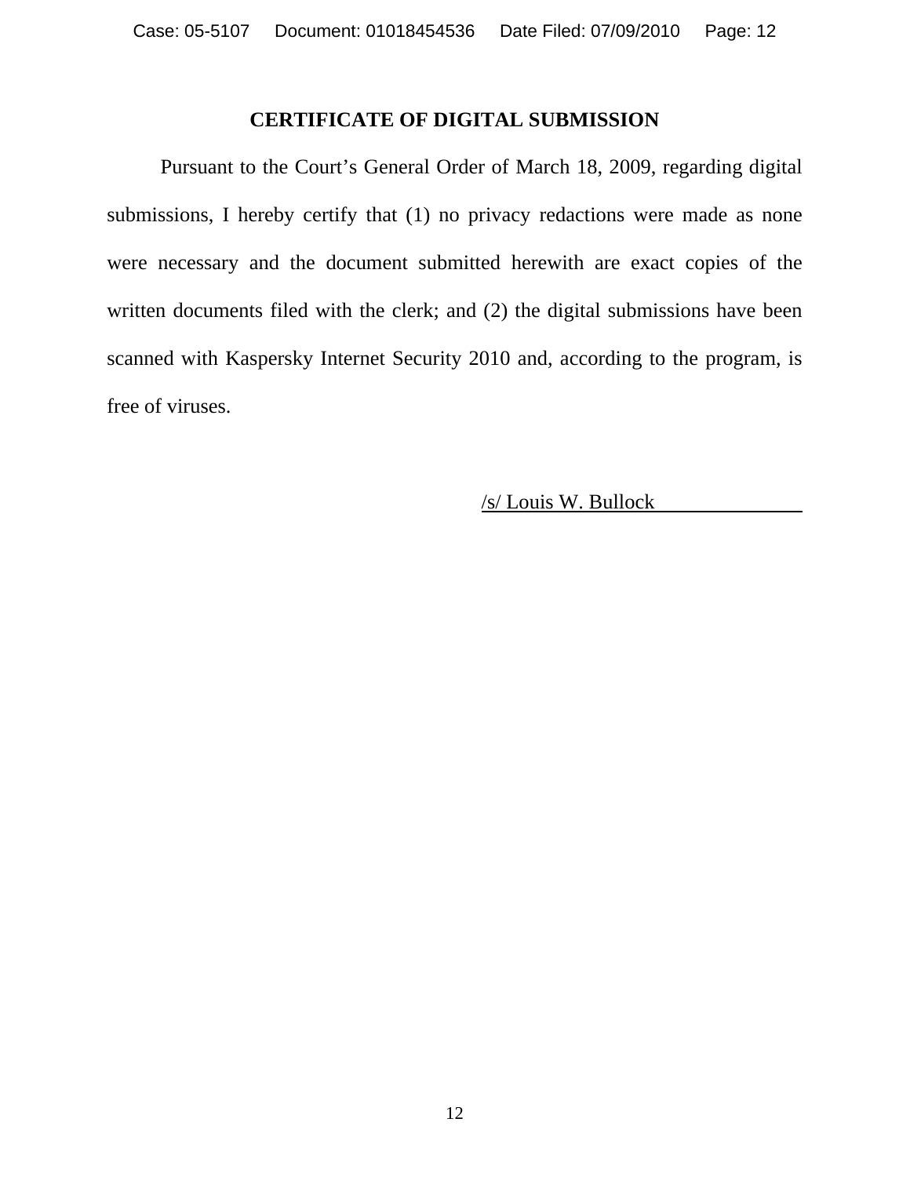## CERTIFICATE OF DIGITAL SUBMISSION

Pursuant to the Court's General Order of March 18, 2009, regarding digital submissions, I hereby certify that (1) no privacy redactions were made as none were necessary and the document submitted herewith are exact copies of the written documents filed with the clerk; and (2) the digital submissions have been scanned with Kaspersky Internet Security 2010 and, according to the program, is free of viruses.

/s/ Louis W. Bullock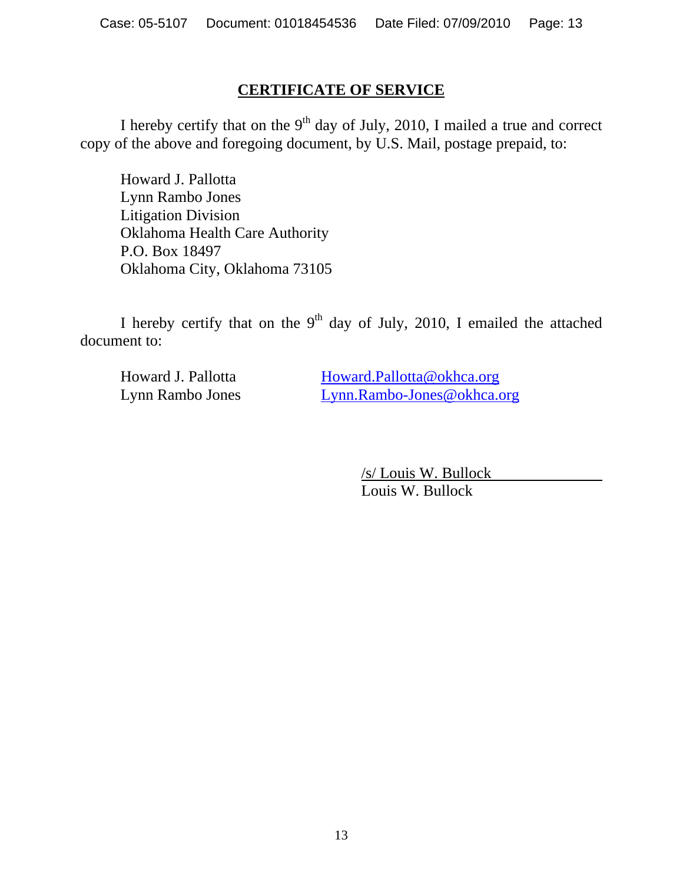## CERTIFICATE OF SERVICE

I hereby certify that on the 9th day of July, 2010, I mailed a true and correct copy of the above and foregoing document, by U.S. Mail, postage prepaid, to:

Howard J. Pallotta
Lynn Rambo Jones
Litigation Division
Oklahoma Health Care Authority
P.O. Box 18497
Oklahoma City, Oklahoma 73105

I hereby certify that on the 9th day of July, 2010, I emailed the attached document to:

| | |
|---|---|
| Howard J. Pallotta | Howard.Pallotta@okhca.org |
| Lynn Rambo Jones | Lynn.Rambo-Jones@okhca.org |

/s/ Louis W. Bullock
Louis W. Bullock